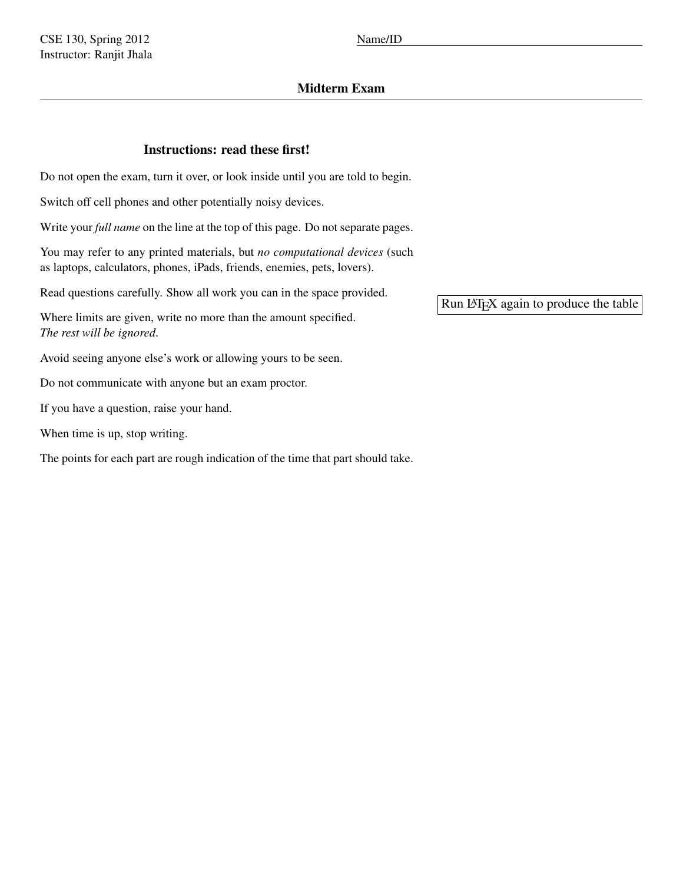CSE 130, Spring 2012
Instructor: Ranjit Jhala

Name/ID

## Midterm Exam

### Instructions: read these first!

Do not open the exam, turn it over, or look inside until you are told to begin.

Switch off cell phones and other potentially noisy devices.

Write your *full name* on the line at the top of this page. Do not separate pages.

You may refer to any printed materials, but *no computational devices* (such as laptops, calculators, phones, iPads, friends, enemies, pets, lovers).

Read questions carefully. Show all work you can in the space provided.

Where limits are given, write no more than the amount specified.
*The rest will be ignored*.

Avoid seeing anyone else's work or allowing yours to be seen.

Do not communicate with anyone but an exam proctor.

If you have a question, raise your hand.

When time is up, stop writing.

The points for each part are rough indication of the time that part should take.

Run LaTeX again to produce the table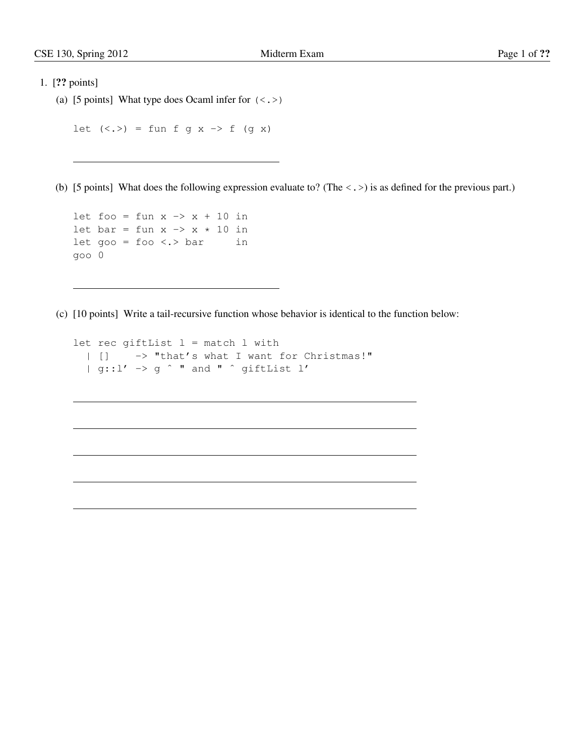1. [**??** points]

   (a) [5 points] What type does Ocaml infer for `(<.>)`

   ```
   let (<.>) = fun f g x -> f (g x)
   ```

   ______________________________

   (b) [5 points] What does the following expression evaluate to? (The `<.>`) is as defined for the previous part.)

   ```
   let foo = fun x -> x + 10 in
   let bar = fun x -> x * 10 in
   let goo = foo <.> bar     in
   goo 0
   ```

   ______________________________

   (c) [10 points] Write a tail-recursive function whose behavior is identical to the function below:

   ```
   let rec giftList l = match l with
     | []    -> "that's what I want for Christmas!"
     | g::l' -> g ^ " and " ^ giftList l'
   ```

   ______________________________

   ______________________________

   ______________________________

   ______________________________

   ______________________________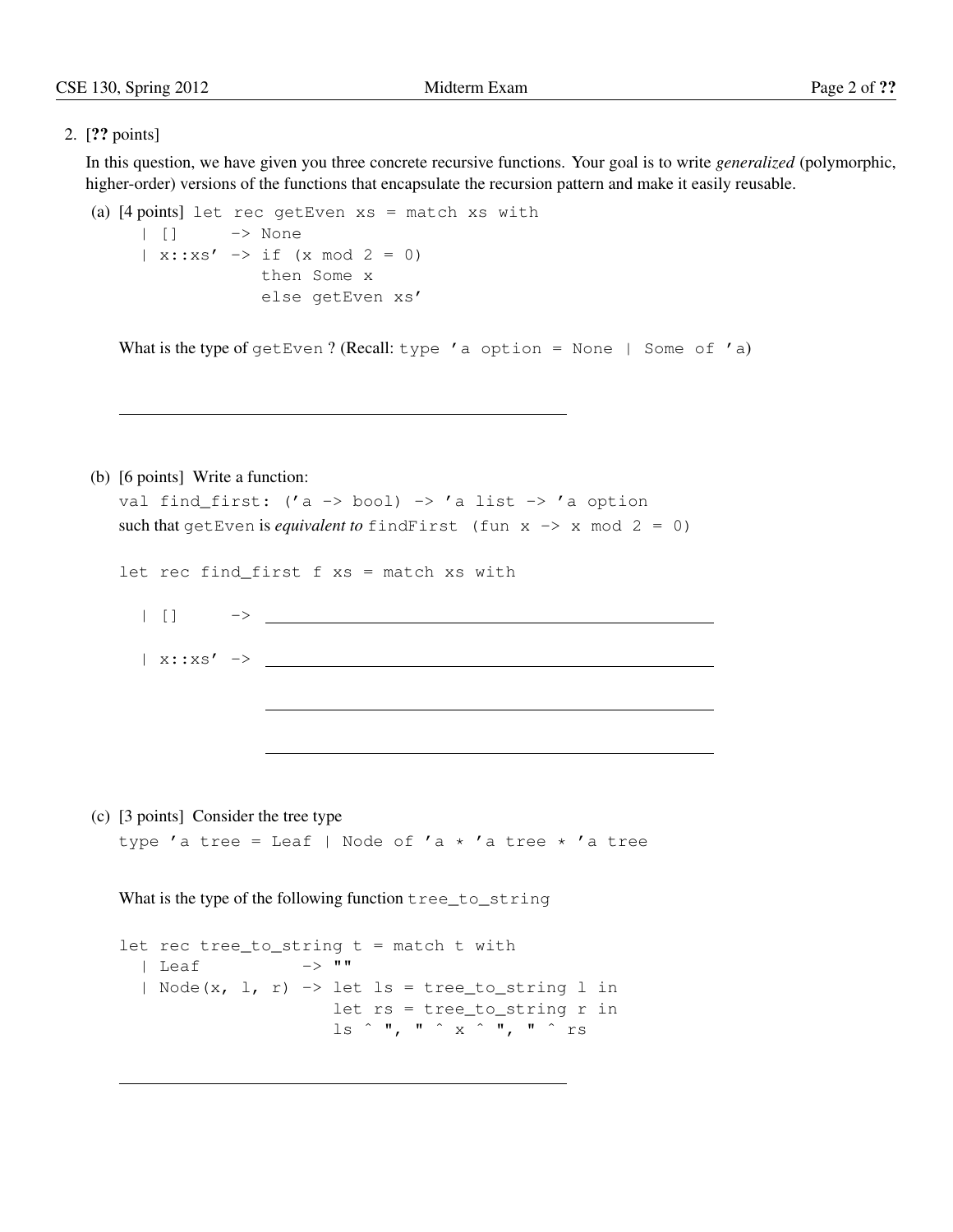2. [**??** points]

   In this question, we have given you three concrete recursive functions. Your goal is to write *generalized* (polymorphic, higher-order) versions of the functions that encapsulate the recursion pattern and make it easily reusable.

   (a) [4 points]
   ```
   let rec getEven xs = match xs with
     | []     -> None
     | x::xs' -> if (x mod 2 = 0)
                 then Some x
                 else getEven xs'
   ```

   What is the type of `getEven` ? (Recall: `type 'a option = None | Some of 'a`)

   \_\_\_\_\_\_\_\_\_\_\_\_\_\_\_\_\_\_\_\_\_\_\_\_\_\_\_\_\_\_\_\_\_\_\_\_\_\_\_\_

   (b) [6 points] Write a function:

   ```
   val find_first: ('a -> bool) -> 'a list -> 'a option
   ```

   such that `getEven` is *equivalent to* `findFirst (fun x -> x mod 2 = 0)`

   ```
   let rec find_first f xs = match xs with

     | []     -> ________________________________________

     | x::xs' -> ________________________________________

                 ________________________________________

                 ________________________________________
   ```

   (c) [3 points] Consider the tree type

   ```
   type 'a tree = Leaf | Node of 'a * 'a tree * 'a tree
   ```

   What is the type of the following function `tree_to_string`

   ```
   let rec tree_to_string t = match t with
     | Leaf          -> ""
     | Node(x, l, r) -> let ls = tree_to_string l in
                        let rs = tree_to_string r in
                        ls ^ ", " ^ x ^ ", " ^ rs
   ```

   \_\_\_\_\_\_\_\_\_\_\_\_\_\_\_\_\_\_\_\_\_\_\_\_\_\_\_\_\_\_\_\_\_\_\_\_\_\_\_\_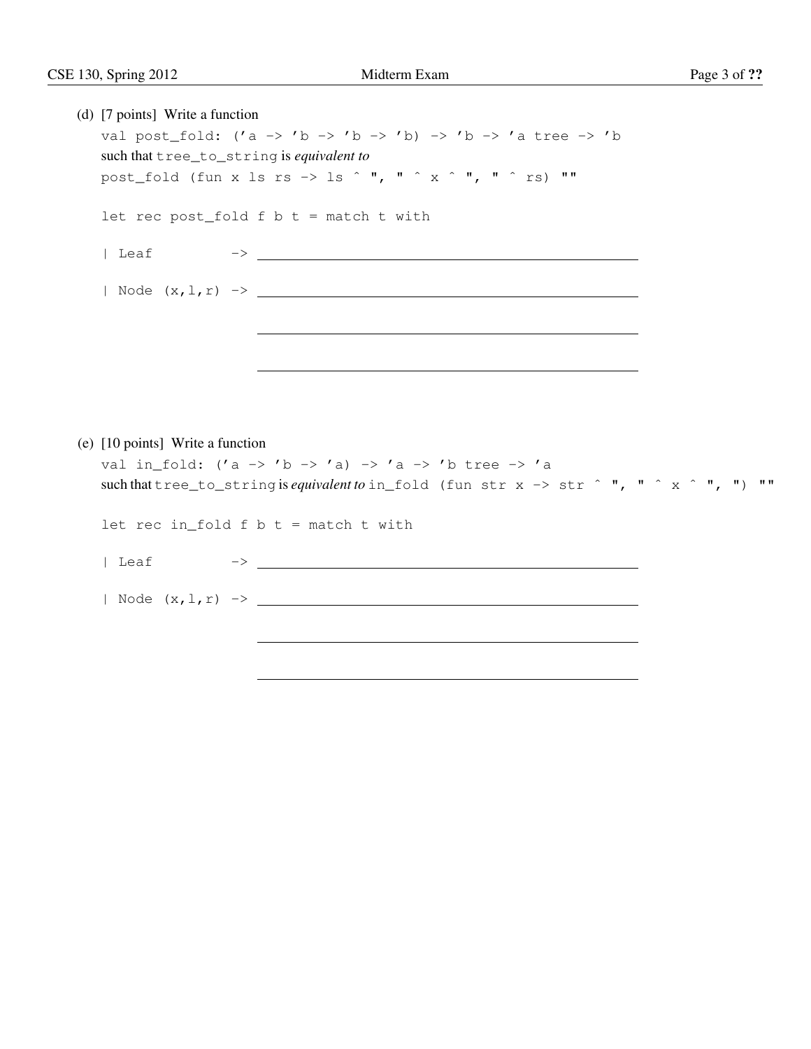(d) [7 points] Write a function

```
val post_fold: ('a -> 'b -> 'b -> 'b) -> 'b -> 'a tree -> 'b
```

such that `tree_to_string` is *equivalent to*

```
post_fold (fun x ls rs -> ls ^ ", " ^ x ^ ", " ^ rs) ""
```

```
let rec post_fold f b t = match t with

| Leaf          -> ________________________________________

| Node (x,l,r) -> ________________________________________

                   ________________________________________

                   ________________________________________
```

(e) [10 points] Write a function

```
val in_fold: ('a -> 'b -> 'a) -> 'a -> 'b tree -> 'a
```

such that `tree_to_string` is *equivalent to* `in_fold (fun str x -> str ^ ", " ^ x ^ ", ") ""`

```
let rec in_fold f b t = match t with

| Leaf          -> ________________________________________

| Node (x,l,r) -> ________________________________________

                   ________________________________________

                   ________________________________________
```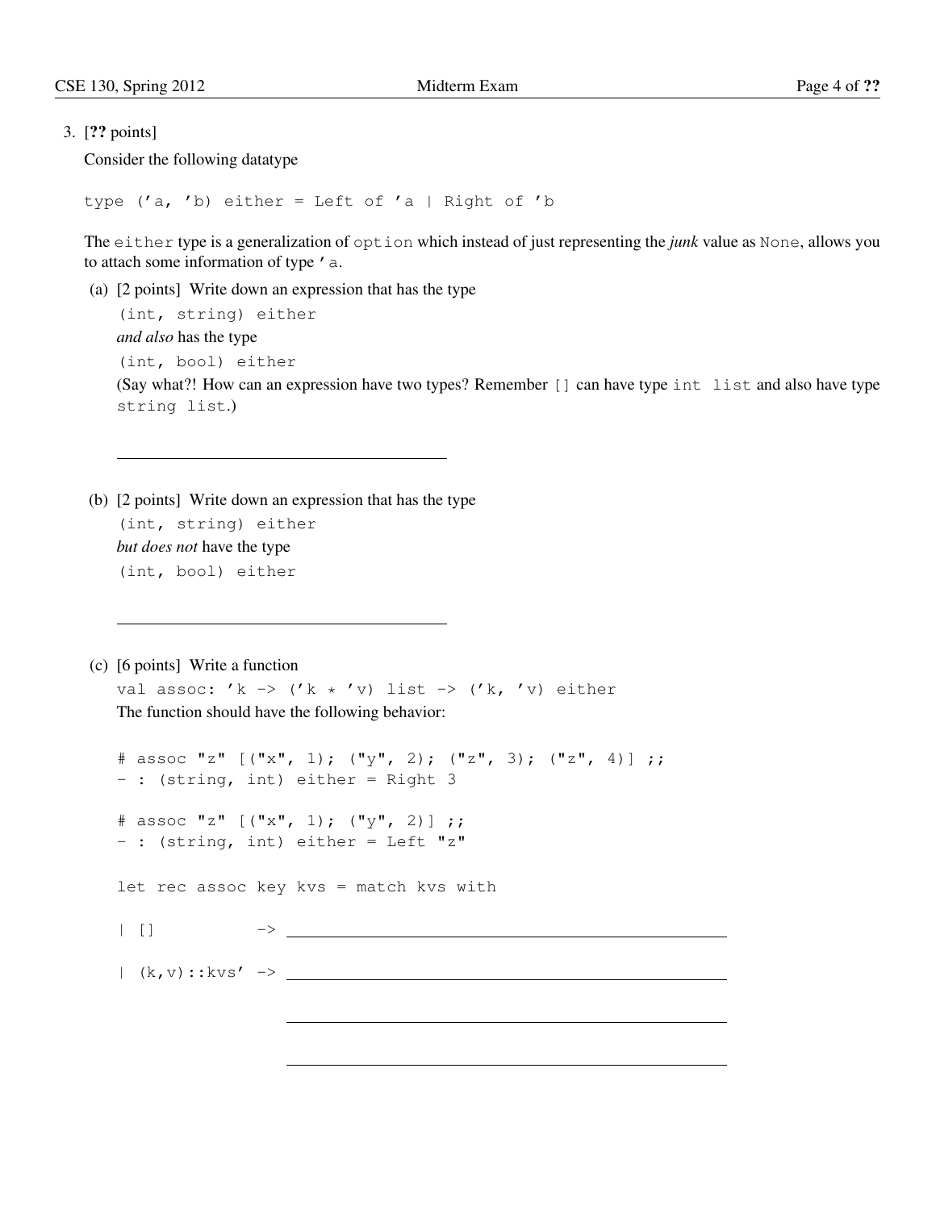3. [**??** points]

Consider the following datatype

```
type ('a, 'b) either = Left of 'a | Right of 'b
```

The `either` type is a generalization of `option` which instead of just representing the *junk* value as `None`, allows you to attach some information of type `'a`.

(a) [2 points] Write down an expression that has the type

`(int, string) either`

*and also* has the type

`(int, bool) either`

(Say what?! How can an expression have two types? Remember `[]` can have type `int list` and also have type `string list`.)

\_\_\_\_\_\_\_\_\_\_\_\_\_\_\_\_\_\_\_\_\_\_\_\_\_\_\_\_\_\_\_\_\_\_\_\_\_\_\_\_

(b) [2 points] Write down an expression that has the type

`(int, string) either`

*but does not* have the type

`(int, bool) either`

\_\_\_\_\_\_\_\_\_\_\_\_\_\_\_\_\_\_\_\_\_\_\_\_\_\_\_\_\_\_\_\_\_\_\_\_\_\_\_\_

(c) [6 points] Write a function

`val assoc: 'k -> ('k * 'v) list -> ('k, 'v) either`

The function should have the following behavior:

```
# assoc "z" [("x", 1); ("y", 2); ("z", 3); ("z", 4)] ;;
- : (string, int) either = Right 3

# assoc "z" [("x", 1); ("y", 2)] ;;
- : (string, int) either = Left "z"
```

```
let rec assoc key kvs = match kvs with

| []          -> ______________________________________________

| (k,v)::kvs' -> ______________________________________________

                 ______________________________________________

                 ______________________________________________
```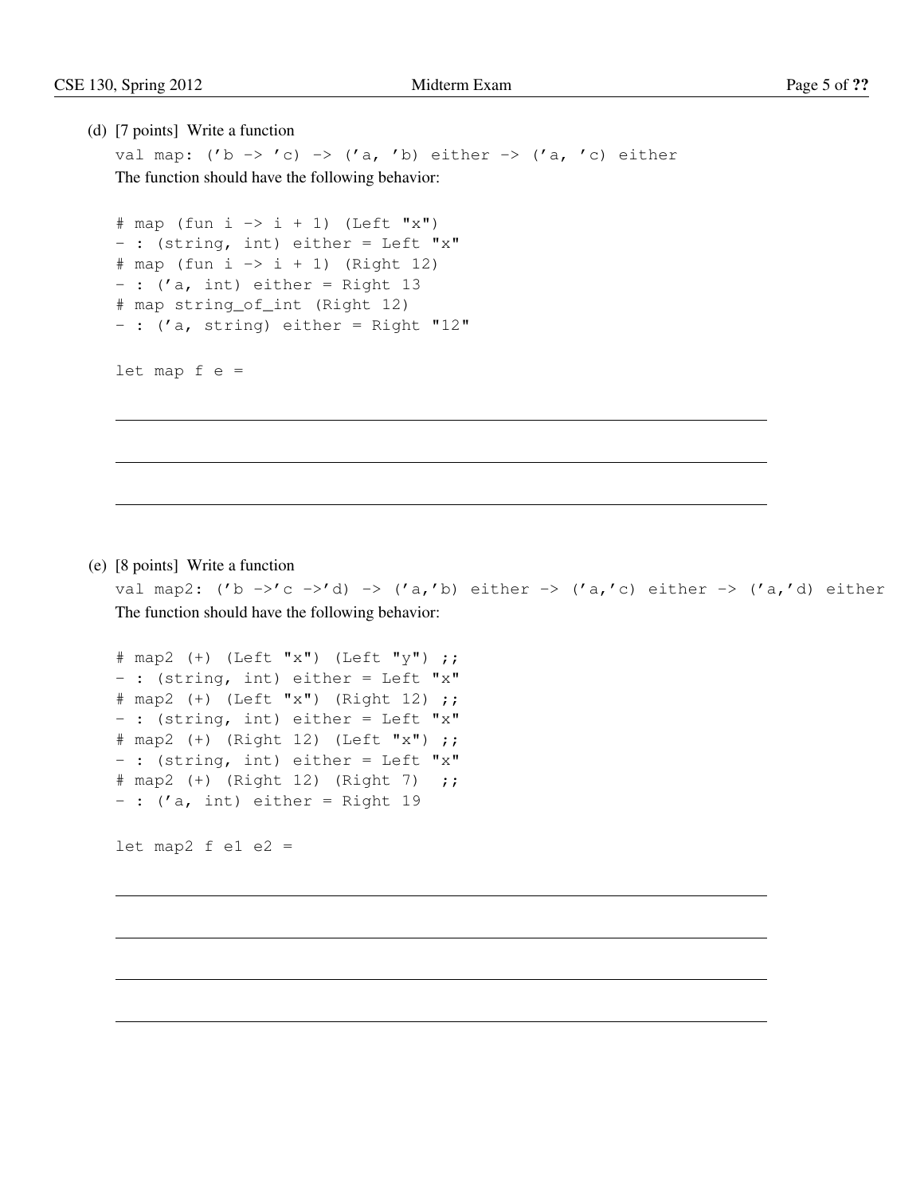(d) [7 points] Write a function

```
val map: ('b -> 'c) -> ('a, 'b) either -> ('a, 'c) either
```

The function should have the following behavior:

```
# map (fun i -> i + 1) (Left "x")
- : (string, int) either = Left "x"
# map (fun i -> i + 1) (Right 12)
- : ('a, int) either = Right 13
# map string_of_int (Right 12)
- : ('a, string) either = Right "12"
```

```
let map f e =
```

(e) [8 points] Write a function

```
val map2: ('b ->'c ->'d) -> ('a,'b) either -> ('a,'c) either -> ('a,'d) either
```

The function should have the following behavior:

```
# map2 (+) (Left "x") (Left "y") ;;
- : (string, int) either = Left "x"
# map2 (+) (Left "x") (Right 12) ;;
- : (string, int) either = Left "x"
# map2 (+) (Right 12) (Left "x") ;;
- : (string, int) either = Left "x"
# map2 (+) (Right 12) (Right 7)  ;;
- : ('a, int) either = Right 19
```

```
let map2 f e1 e2 =
```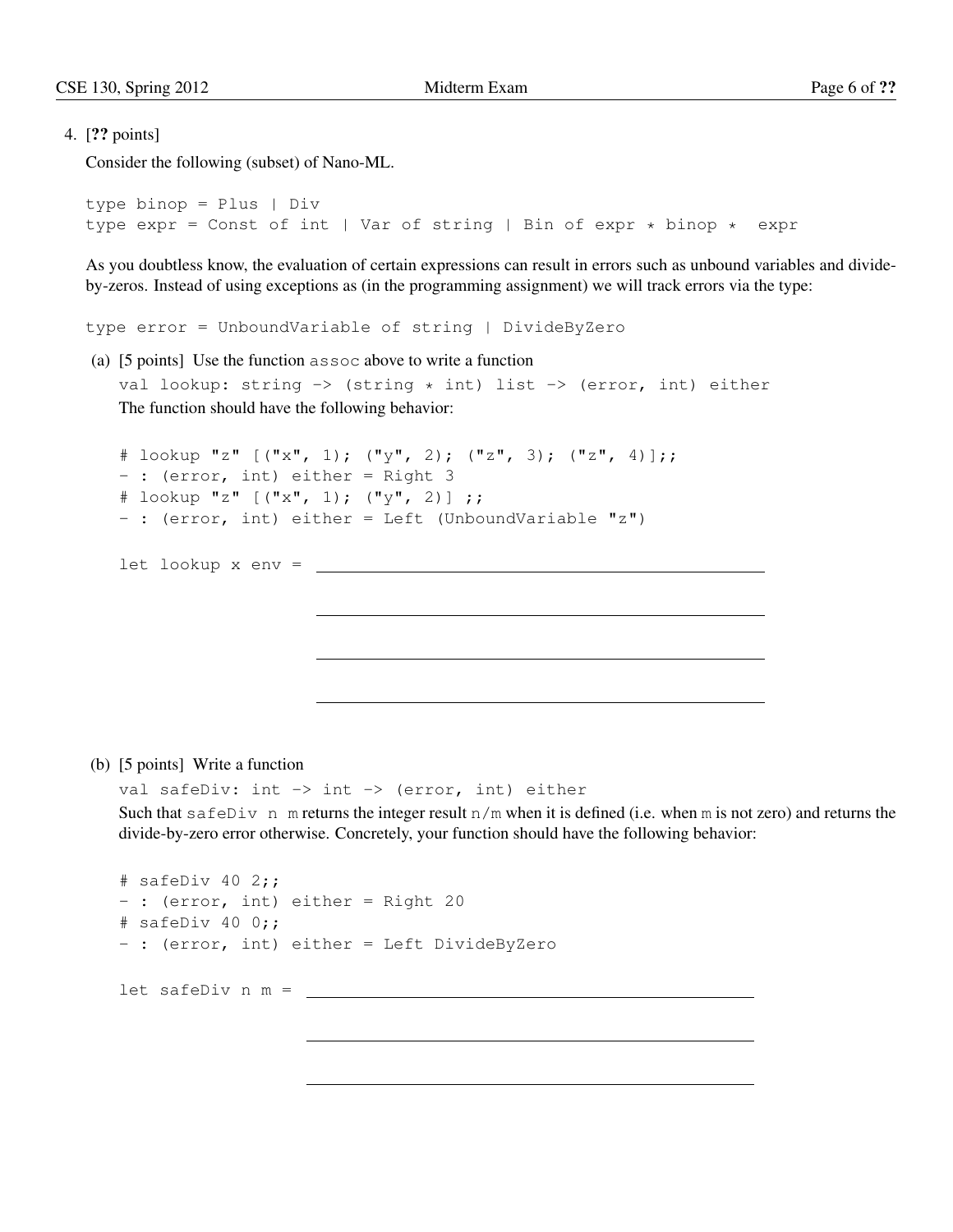4. [**??** points]

Consider the following (subset) of Nano-ML.

```
type binop = Plus | Div
type expr = Const of int | Var of string | Bin of expr * binop *  expr
```

As you doubtless know, the evaluation of certain expressions can result in errors such as unbound variables and divide-by-zeros. Instead of using exceptions as (in the programming assignment) we will track errors via the type:

```
type error = UnboundVariable of string | DivideByZero
```

(a) [5 points] Use the function `assoc` above to write a function

```
val lookup: string -> (string * int) list -> (error, int) either
```

The function should have the following behavior:

```
# lookup "z" [("x", 1); ("y", 2); ("z", 3); ("z", 4)];;
- : (error, int) either = Right 3
# lookup "z" [("x", 1); ("y", 2)] ;;
- : (error, int) either = Left (UnboundVariable "z")
```

```
let lookup x env = ______________________________________________

                   ______________________________________________

                   ______________________________________________

                   ______________________________________________
```

(b) [5 points] Write a function

```
val safeDiv: int -> int -> (error, int) either
```

Such that `safeDiv n m` returns the integer result `n/m` when it is defined (i.e. when `m` is not zero) and returns the divide-by-zero error otherwise. Concretely, your function should have the following behavior:

```
# safeDiv 40 2;;
- : (error, int) either = Right 20
# safeDiv 40 0;;
- : (error, int) either = Left DivideByZero
```

```
let safeDiv n m = ______________________________________________

                  ______________________________________________

                  ______________________________________________
```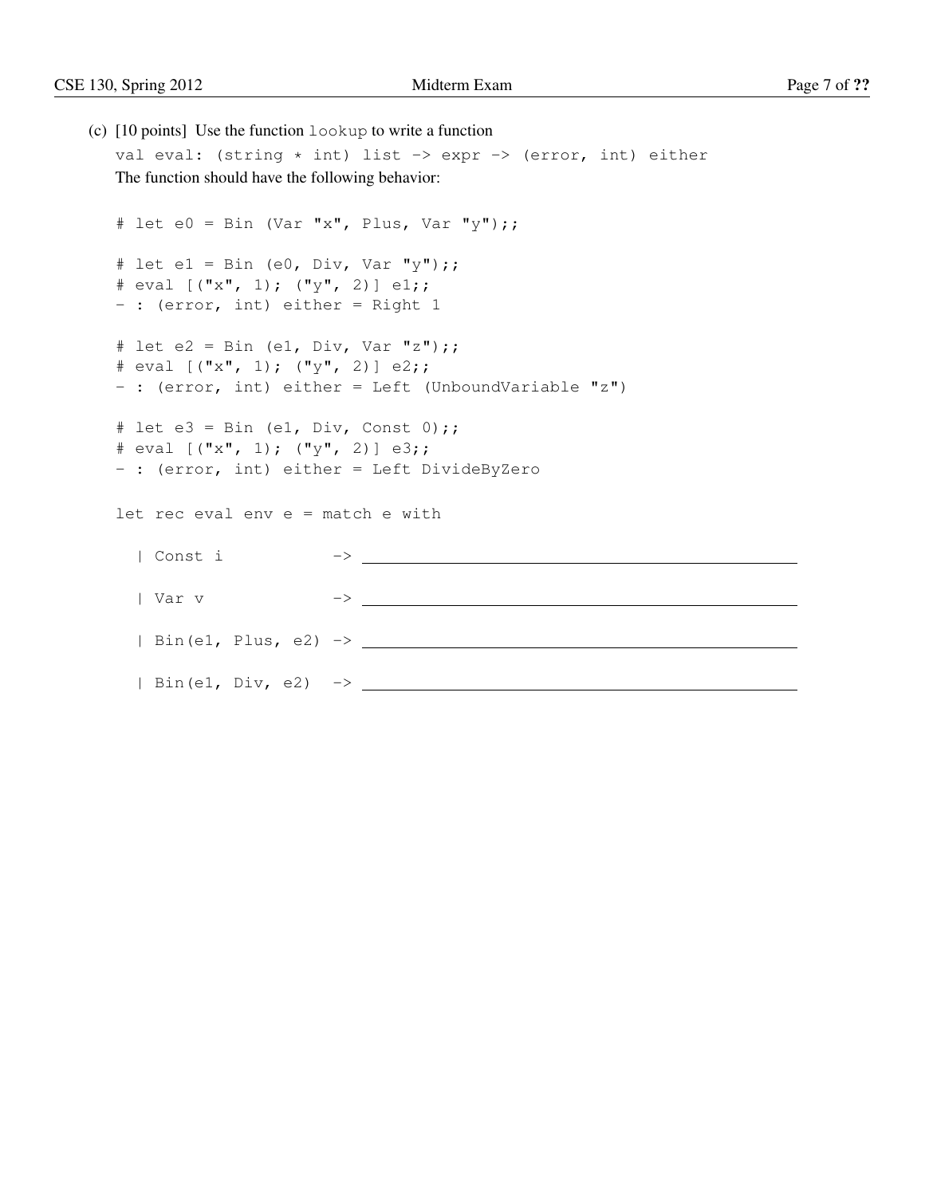(c) [10 points] Use the function `lookup` to write a function

```
val eval: (string * int) list -> expr -> (error, int) either
```

The function should have the following behavior:

```
# let e0 = Bin (Var "x", Plus, Var "y");;

# let e1 = Bin (e0, Div, Var "y");;
# eval [("x", 1); ("y", 2)] e1;;
- : (error, int) either = Right 1

# let e2 = Bin (e1, Div, Var "z");;
# eval [("x", 1); ("y", 2)] e2;;
- : (error, int) either = Left (UnboundVariable "z")

# let e3 = Bin (e1, Div, Const 0);;
# eval [("x", 1); ("y", 2)] e3;;
- : (error, int) either = Left DivideByZero
```

```
let rec eval env e = match e with

  | Const i          -> ________________________________

  | Var v            -> ________________________________

  | Bin(e1, Plus, e2) -> ________________________________

  | Bin(e1, Div, e2)  -> ________________________________
```